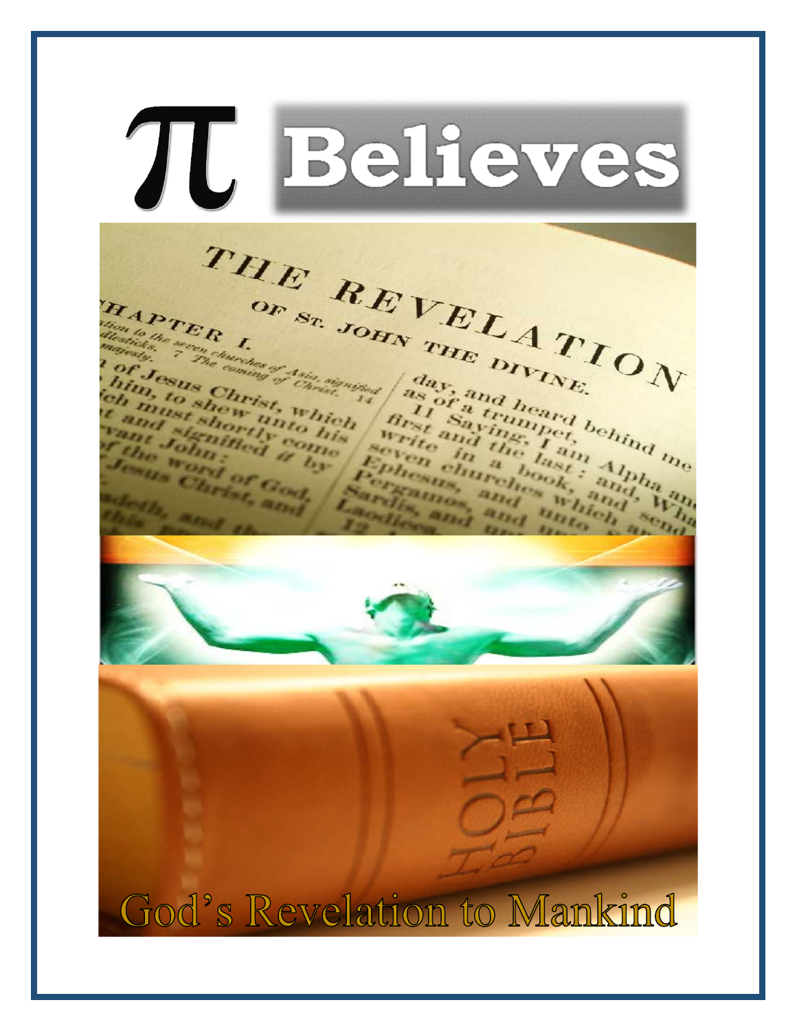# π Believes

God's Revelation to Mankind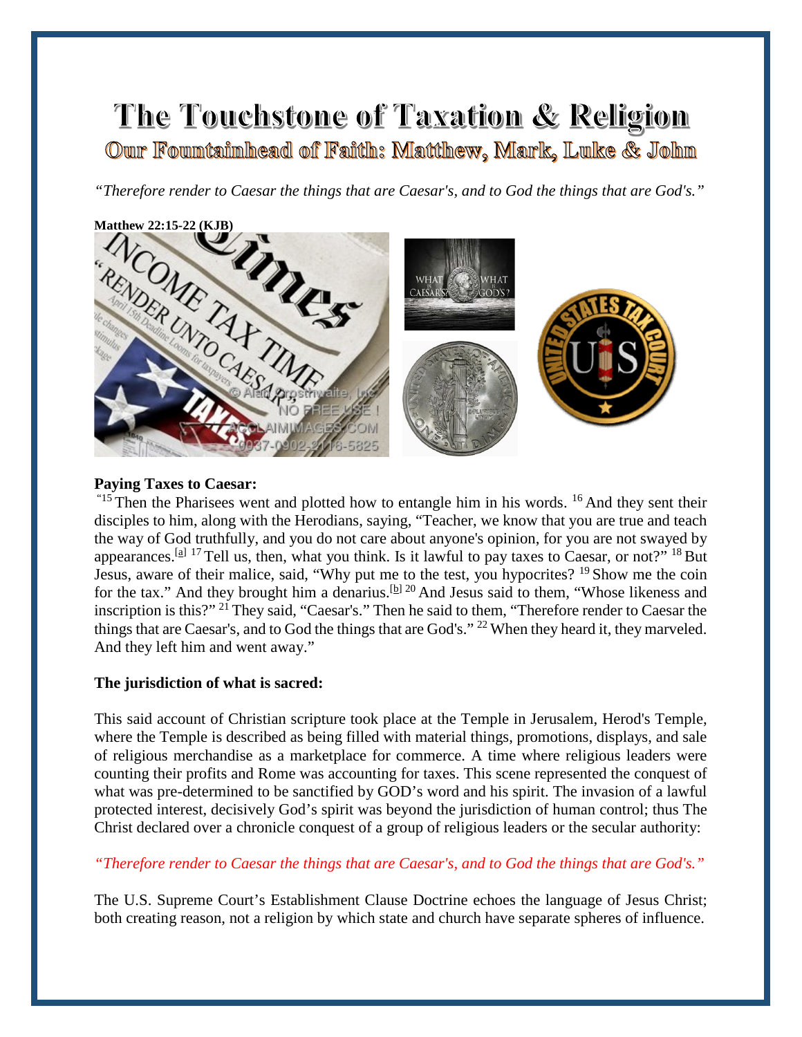# The Touchstone of Taxation & Religion

## Our Fountainhead of Faith: Matthew, Mark, Luke & John

*"Therefore render to Caesar the things that are Caesar's, and to God the things that are God's."*

**Matthew 22:15-22 (KJB)**

**Paying Taxes to Caesar:**

"[15] Then the Pharisees went and plotted how to entangle him in his words. [16] And they sent their disciples to him, along with the Herodians, saying, "Teacher, we know that you are true and teach the way of God truthfully, and you do not care about anyone's opinion, for you are not swayed by appearances.[a] [17] Tell us, then, what you think. Is it lawful to pay taxes to Caesar, or not?" [18] But Jesus, aware of their malice, said, "Why put me to the test, you hypocrites? [19] Show me the coin for the tax." And they brought him a denarius.[b] [20] And Jesus said to them, "Whose likeness and inscription is this?" [21] They said, "Caesar's." Then he said to them, "Therefore render to Caesar the things that are Caesar's, and to God the things that are God's." [22] When they heard it, they marveled. And they left him and went away."

**The jurisdiction of what is sacred:**

This said account of Christian scripture took place at the Temple in Jerusalem, Herod's Temple, where the Temple is described as being filled with material things, promotions, displays, and sale of religious merchandise as a marketplace for commerce. A time where religious leaders were counting their profits and Rome was accounting for taxes. This scene represented the conquest of what was pre-determined to be sanctified by GOD's word and his spirit. The invasion of a lawful protected interest, decisively God's spirit was beyond the jurisdiction of human control; thus The Christ declared over a chronicle conquest of a group of religious leaders or the secular authority:

*"Therefore render to Caesar the things that are Caesar's, and to God the things that are God's."*

The U.S. Supreme Court's Establishment Clause Doctrine echoes the language of Jesus Christ; both creating reason, not a religion by which state and church have separate spheres of influence.